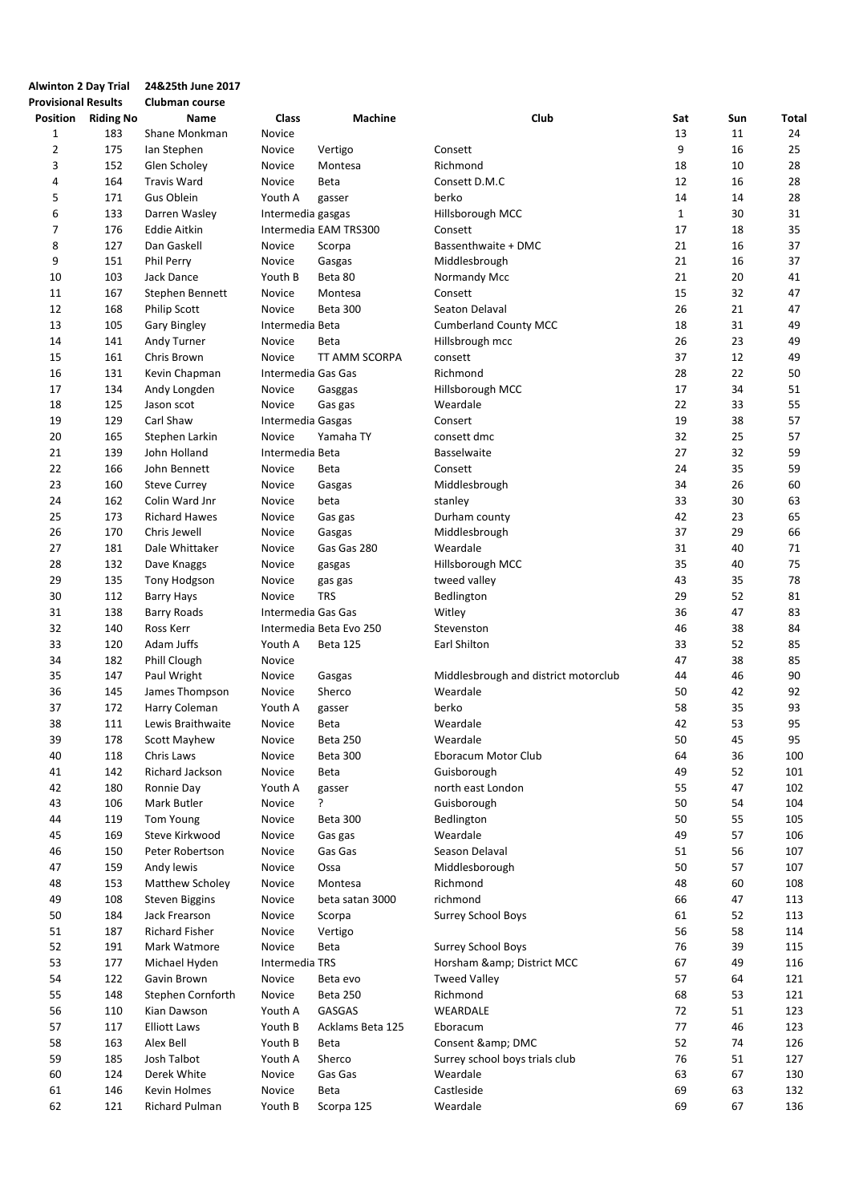**Alwinton 2 Day Trial** **24&25th June 2017**

**Provisional Results** **Clubman course**

| Position | Riding No | Name | Class | Machine | Club | Sat | Sun | Total |
|---|---|---|---|---|---|---|---|---|
| 1 | 183 | Shane Monkman | Novice | | | 13 | 11 | 24 |
| 2 | 175 | Ian Stephen | Novice | Vertigo | Consett | 9 | 16 | 25 |
| 3 | 152 | Glen Scholey | Novice | Montesa | Richmond | 18 | 10 | 28 |
| 4 | 164 | Travis Ward | Novice | Beta | Consett D.M.C | 12 | 16 | 28 |
| 5 | 171 | Gus Oblein | Youth A | gasser | berko | 14 | 14 | 28 |
| 6 | 133 | Darren Wasley | Intermedia | gasgas | Hillsborough MCC | 1 | 30 | 31 |
| 7 | 176 | Eddie Aitkin | Intermedia | EAM TRS300 | Consett | 17 | 18 | 35 |
| 8 | 127 | Dan Gaskell | Novice | Scorpa | Bassenthwaite + DMC | 21 | 16 | 37 |
| 9 | 151 | Phil Perry | Novice | Gasgas | Middlesbrough | 21 | 16 | 37 |
| 10 | 103 | Jack Dance | Youth B | Beta 80 | Normandy Mcc | 21 | 20 | 41 |
| 11 | 167 | Stephen Bennett | Novice | Montesa | Consett | 15 | 32 | 47 |
| 12 | 168 | Philip Scott | Novice | Beta 300 | Seaton Delaval | 26 | 21 | 47 |
| 13 | 105 | Gary Bingley | Intermedia | Beta | Cumberland County MCC | 18 | 31 | 49 |
| 14 | 141 | Andy Turner | Novice | Beta | Hillsbrough mcc | 26 | 23 | 49 |
| 15 | 161 | Chris Brown | Novice | TT AMM SCORPA | consett | 37 | 12 | 49 |
| 16 | 131 | Kevin Chapman | Intermedia | Gas Gas | Richmond | 28 | 22 | 50 |
| 17 | 134 | Andy Longden | Novice | Gasggas | Hillsborough MCC | 17 | 34 | 51 |
| 18 | 125 | Jason scot | Novice | Gas gas | Weardale | 22 | 33 | 55 |
| 19 | 129 | Carl Shaw | Intermedia | Gasgas | Consert | 19 | 38 | 57 |
| 20 | 165 | Stephen Larkin | Novice | Yamaha TY | consett dmc | 32 | 25 | 57 |
| 21 | 139 | John Holland | Intermedia | Beta | Basselwaite | 27 | 32 | 59 |
| 22 | 166 | John Bennett | Novice | Beta | Consett | 24 | 35 | 59 |
| 23 | 160 | Steve Currey | Novice | Gasgas | Middlesbrough | 34 | 26 | 60 |
| 24 | 162 | Colin Ward Jnr | Novice | beta | stanley | 33 | 30 | 63 |
| 25 | 173 | Richard Hawes | Novice | Gas gas | Durham county | 42 | 23 | 65 |
| 26 | 170 | Chris Jewell | Novice | Gasgas | Middlesbrough | 37 | 29 | 66 |
| 27 | 181 | Dale Whittaker | Novice | Gas Gas 280 | Weardale | 31 | 40 | 71 |
| 28 | 132 | Dave Knaggs | Novice | gasgas | Hillsborough MCC | 35 | 40 | 75 |
| 29 | 135 | Tony Hodgson | Novice | gas gas | tweed valley | 43 | 35 | 78 |
| 30 | 112 | Barry Hays | Novice | TRS | Bedlington | 29 | 52 | 81 |
| 31 | 138 | Barry Roads | Intermedia | Gas Gas | Witley | 36 | 47 | 83 |
| 32 | 140 | Ross Kerr | Intermedia | Beta Evo 250 | Stevenston | 46 | 38 | 84 |
| 33 | 120 | Adam Juffs | Youth A | Beta 125 | Earl Shilton | 33 | 52 | 85 |
| 34 | 182 | Phill Clough | Novice | | | 47 | 38 | 85 |
| 35 | 147 | Paul Wright | Novice | Gasgas | Middlesbrough and district motorclub | 44 | 46 | 90 |
| 36 | 145 | James Thompson | Novice | Sherco | Weardale | 50 | 42 | 92 |
| 37 | 172 | Harry Coleman | Youth A | gasser | berko | 58 | 35 | 93 |
| 38 | 111 | Lewis Braithwaite | Novice | Beta | Weardale | 42 | 53 | 95 |
| 39 | 178 | Scott Mayhew | Novice | Beta 250 | Weardale | 50 | 45 | 95 |
| 40 | 118 | Chris Laws | Novice | Beta 300 | Eboracum Motor Club | 64 | 36 | 100 |
| 41 | 142 | Richard Jackson | Novice | Beta | Guisborough | 49 | 52 | 101 |
| 42 | 180 | Ronnie Day | Youth A | gasser | north east London | 55 | 47 | 102 |
| 43 | 106 | Mark Butler | Novice | ? | Guisborough | 50 | 54 | 104 |
| 44 | 119 | Tom Young | Novice | Beta 300 | Bedlington | 50 | 55 | 105 |
| 45 | 169 | Steve Kirkwood | Novice | Gas gas | Weardale | 49 | 57 | 106 |
| 46 | 150 | Peter Robertson | Novice | Gas Gas | Season Delaval | 51 | 56 | 107 |
| 47 | 159 | Andy lewis | Novice | Ossa | Middlesborough | 50 | 57 | 107 |
| 48 | 153 | Matthew Scholey | Novice | Montesa | Richmond | 48 | 60 | 108 |
| 49 | 108 | Steven Biggins | Novice | beta satan 3000 | richmond | 66 | 47 | 113 |
| 50 | 184 | Jack Frearson | Novice | Scorpa | Surrey School Boys | 61 | 52 | 113 |
| 51 | 187 | Richard Fisher | Novice | Vertigo | | 56 | 58 | 114 |
| 52 | 191 | Mark Watmore | Novice | Beta | Surrey School Boys | 76 | 39 | 115 |
| 53 | 177 | Michael Hyden | Intermedia | TRS | Horsham &amp; District MCC | 67 | 49 | 116 |
| 54 | 122 | Gavin Brown | Novice | Beta evo | Tweed Valley | 57 | 64 | 121 |
| 55 | 148 | Stephen Cornforth | Novice | Beta 250 | Richmond | 68 | 53 | 121 |
| 56 | 110 | Kian Dawson | Youth A | GASGAS | WEARDALE | 72 | 51 | 123 |
| 57 | 117 | Elliott Laws | Youth B | Acklams Beta 125 | Eboracum | 77 | 46 | 123 |
| 58 | 163 | Alex Bell | Youth B | Beta | Consent &amp; DMC | 52 | 74 | 126 |
| 59 | 185 | Josh Talbot | Youth A | Sherco | Surrey school boys trials club | 76 | 51 | 127 |
| 60 | 124 | Derek White | Novice | Gas Gas | Weardale | 63 | 67 | 130 |
| 61 | 146 | Kevin Holmes | Novice | Beta | Castleside | 69 | 63 | 132 |
| 62 | 121 | Richard Pulman | Youth B | Scorpa 125 | Weardale | 69 | 67 | 136 |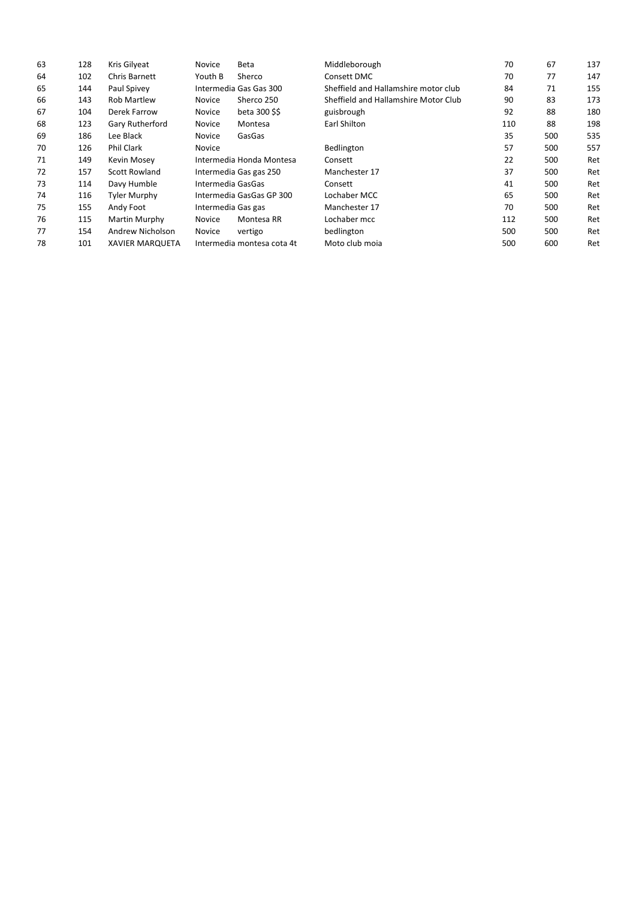| | | | | | | | | |
|---|---|---|---|---|---|---|---|---|
| 63 | 128 | Kris Gilyeat | Novice | Beta | Middleborough | 70 | 67 | 137 |
| 64 | 102 | Chris Barnett | Youth B | Sherco | Consett DMC | 70 | 77 | 147 |
| 65 | 144 | Paul Spivey | Intermedia | Gas Gas 300 | Sheffield and Hallamshire motor club | 84 | 71 | 155 |
| 66 | 143 | Rob Martlew | Novice | Sherco 250 | Sheffield and Hallamshire Motor Club | 90 | 83 | 173 |
| 67 | 104 | Derek Farrow | Novice | beta 300 $$ | guisbrough | 92 | 88 | 180 |
| 68 | 123 | Gary Rutherford | Novice | Montesa | Earl Shilton | 110 | 88 | 198 |
| 69 | 186 | Lee Black | Novice | GasGas | | 35 | 500 | 535 |
| 70 | 126 | Phil Clark | Novice | | Bedlington | 57 | 500 | 557 |
| 71 | 149 | Kevin Mosey | Intermedia | Honda Montesa | Consett | 22 | 500 | Ret |
| 72 | 157 | Scott Rowland | Intermedia | Gas gas 250 | Manchester 17 | 37 | 500 | Ret |
| 73 | 114 | Davy Humble | Intermedia | GasGas | Consett | 41 | 500 | Ret |
| 74 | 116 | Tyler Murphy | Intermedia | GasGas GP 300 | Lochaber MCC | 65 | 500 | Ret |
| 75 | 155 | Andy Foot | Intermedia | Gas gas | Manchester 17 | 70 | 500 | Ret |
| 76 | 115 | Martin Murphy | Novice | Montesa RR | Lochaber mcc | 112 | 500 | Ret |
| 77 | 154 | Andrew Nicholson | Novice | vertigo | bedlington | 500 | 500 | Ret |
| 78 | 101 | XAVIER MARQUETA | Intermedia | montesa cota 4t | Moto club moia | 500 | 600 | Ret |